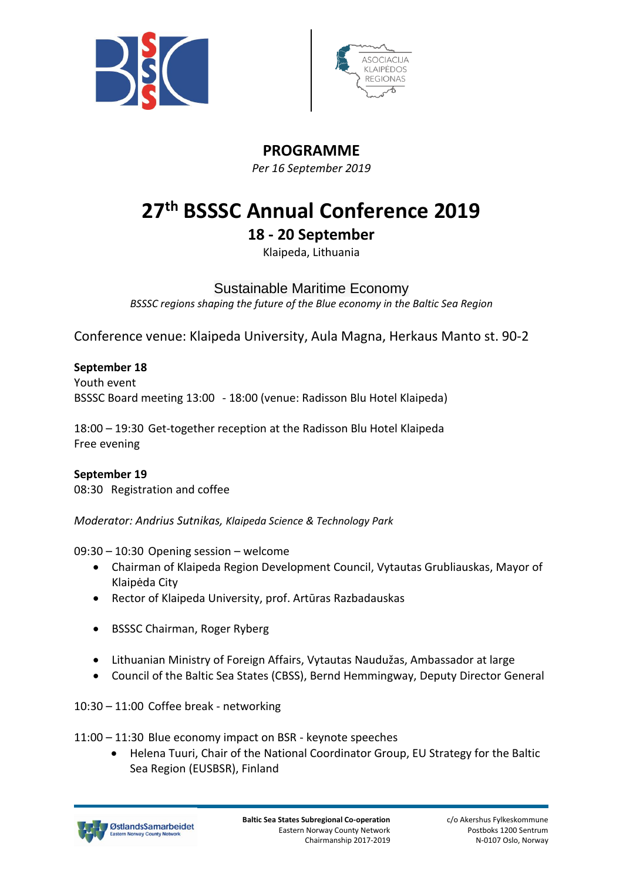# PROGRAMME

*Per 16 September 2019*

# 27th BSSSC Annual Conference 2019

## 18 - 20 September

Klaipeda, Lithuania

Sustainable Maritime Economy

*BSSSC regions shaping the future of the Blue economy in the Baltic Sea Region*

Conference venue: Klaipeda University, Aula Magna, Herkaus Manto st. 90-2

**September 18**

Youth event

BSSSC Board meeting 13:00 - 18:00 (venue: Radisson Blu Hotel Klaipeda)

18:00 – 19:30 Get-together reception at the Radisson Blu Hotel Klaipeda

Free evening

**September 19**

08:30 Registration and coffee

*Moderator: Andrius Sutnikas, Klaipeda Science & Technology Park*

09:30 – 10:30 Opening session – welcome

- Chairman of Klaipeda Region Development Council, Vytautas Grubliauskas, Mayor of Klaipėda City
- Rector of Klaipeda University, prof. Artūras Razbadauskas
- BSSSC Chairman, Roger Ryberg
- Lithuanian Ministry of Foreign Affairs, Vytautas Naudužas, Ambassador at large
- Council of the Baltic Sea States (CBSS), Bernd Hemmingway, Deputy Director General

10:30 – 11:00 Coffee break - networking

11:00 – 11:30 Blue economy impact on BSR - keynote speeches

- Helena Tuuri, Chair of the National Coordinator Group, EU Strategy for the Baltic Sea Region (EUSBSR), Finland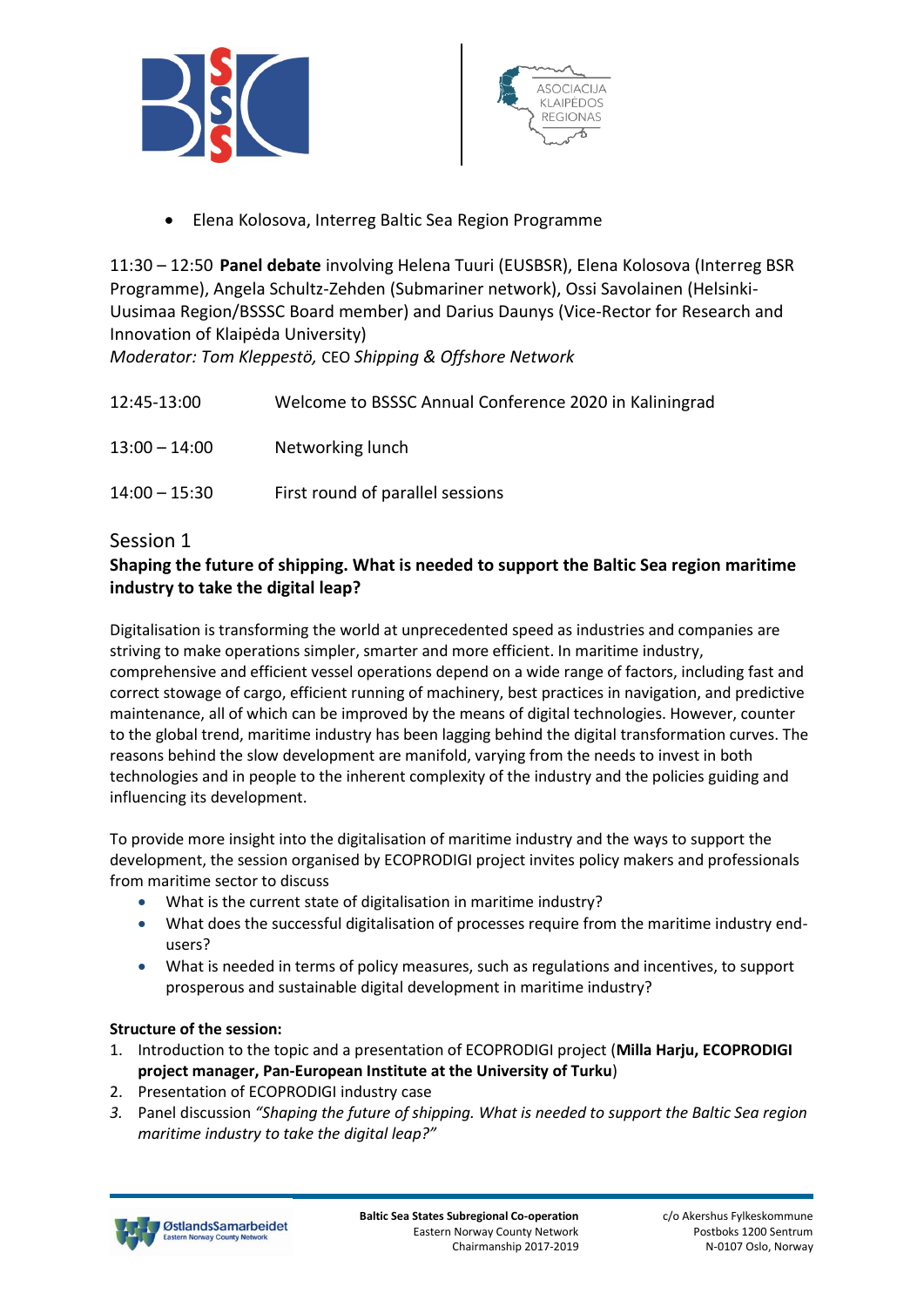- Elena Kolosova, Interreg Baltic Sea Region Programme

11:30 – 12:50 **Panel debate** involving Helena Tuuri (EUSBSR), Elena Kolosova (Interreg BSR Programme), Angela Schultz-Zehden (Submariner network), Ossi Savolainen (Helsinki-Uusimaa Region/BSSSC Board member) and Darius Daunys (Vice-Rector for Research and Innovation of Klaipėda University)
*Moderator: Tom Kleppestö,* CEO *Shipping & Offshore Network*

| | |
|---|---|
| 12:45-13:00 | Welcome to BSSSC Annual Conference 2020 in Kaliningrad |
| 13:00 – 14:00 | Networking lunch |
| 14:00 – 15:30 | First round of parallel sessions |

## Session 1

### Shaping the future of shipping. What is needed to support the Baltic Sea region maritime industry to take the digital leap?

Digitalisation is transforming the world at unprecedented speed as industries and companies are striving to make operations simpler, smarter and more efficient. In maritime industry, comprehensive and efficient vessel operations depend on a wide range of factors, including fast and correct stowage of cargo, efficient running of machinery, best practices in navigation, and predictive maintenance, all of which can be improved by the means of digital technologies. However, counter to the global trend, maritime industry has been lagging behind the digital transformation curves. The reasons behind the slow development are manifold, varying from the needs to invest in both technologies and in people to the inherent complexity of the industry and the policies guiding and influencing its development.

To provide more insight into the digitalisation of maritime industry and the ways to support the development, the session organised by ECOPRODIGI project invites policy makers and professionals from maritime sector to discuss

- What is the current state of digitalisation in maritime industry?
- What does the successful digitalisation of processes require from the maritime industry end-users?
- What is needed in terms of policy measures, such as regulations and incentives, to support prosperous and sustainable digital development in maritime industry?

**Structure of the session:**

1. Introduction to the topic and a presentation of ECOPRODIGI project (**Milla Harju, ECOPRODIGI project manager, Pan-European Institute at the University of Turku**)
2. Presentation of ECOPRODIGI industry case
3. Panel discussion *"Shaping the future of shipping. What is needed to support the Baltic Sea region maritime industry to take the digital leap?"*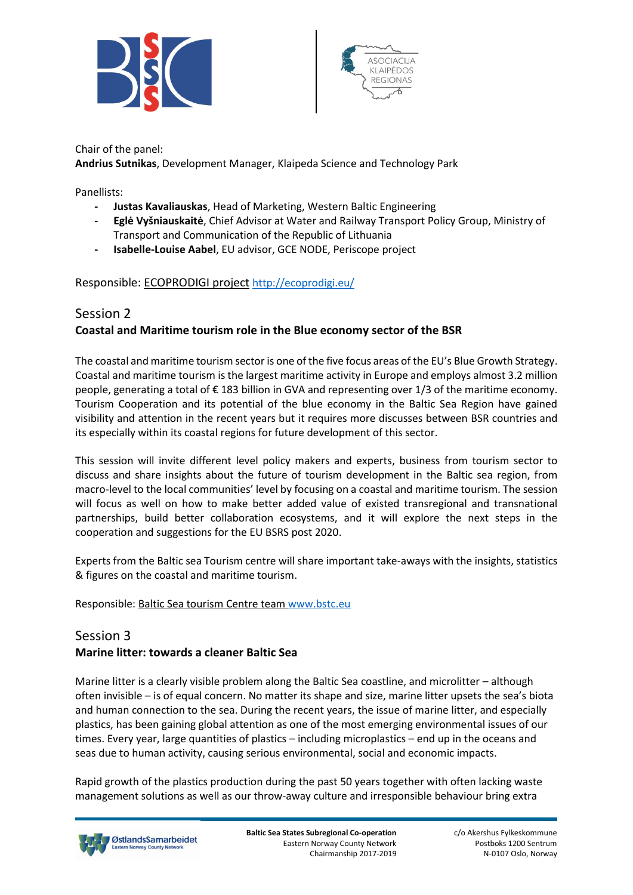Chair of the panel:
**Andrius Sutnikas**, Development Manager, Klaipeda Science and Technology Park

Panellists:

- **Justas Kavaliauskas**, Head of Marketing, Western Baltic Engineering
- **Eglė Vyšniauskaitė**, Chief Advisor at Water and Railway Transport Policy Group, Ministry of Transport and Communication of the Republic of Lithuania
- **Isabelle-Louise Aabel**, EU advisor, GCE NODE, Periscope project

Responsible: ECOPRODIGI project http://ecoprodigi.eu/

## Session 2

### Coastal and Maritime tourism role in the Blue economy sector of the BSR

The coastal and maritime tourism sector is one of the five focus areas of the EU's Blue Growth Strategy. Coastal and maritime tourism is the largest maritime activity in Europe and employs almost 3.2 million people, generating a total of € 183 billion in GVA and representing over 1/3 of the maritime economy. Tourism Cooperation and its potential of the blue economy in the Baltic Sea Region have gained visibility and attention in the recent years but it requires more discusses between BSR countries and its especially within its coastal regions for future development of this sector.

This session will invite different level policy makers and experts, business from tourism sector to discuss and share insights about the future of tourism development in the Baltic sea region, from macro-level to the local communities' level by focusing on a coastal and maritime tourism. The session will focus as well on how to make better added value of existed transregional and transnational partnerships, build better collaboration ecosystems, and it will explore the next steps in the cooperation and suggestions for the EU BSRS post 2020.

Experts from the Baltic sea Tourism centre will share important take-aways with the insights, statistics & figures on the coastal and maritime tourism.

Responsible: Baltic Sea tourism Centre team www.bstc.eu

## Session 3

### Marine litter: towards a cleaner Baltic Sea

Marine litter is a clearly visible problem along the Baltic Sea coastline, and microlitter – although often invisible – is of equal concern. No matter its shape and size, marine litter upsets the sea's biota and human connection to the sea. During the recent years, the issue of marine litter, and especially plastics, has been gaining global attention as one of the most emerging environmental issues of our times. Every year, large quantities of plastics – including microplastics – end up in the oceans and seas due to human activity, causing serious environmental, social and economic impacts.

Rapid growth of the plastics production during the past 50 years together with often lacking waste management solutions as well as our throw-away culture and irresponsible behaviour bring extra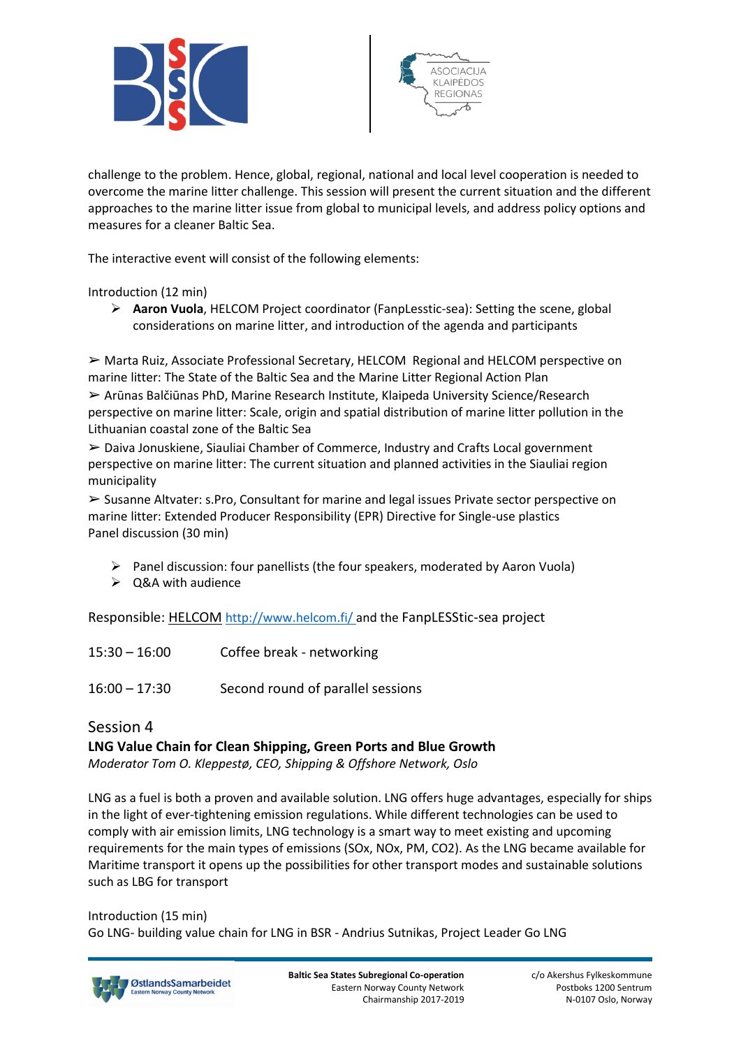challenge to the problem. Hence, global, regional, national and local level cooperation is needed to overcome the marine litter challenge. This session will present the current situation and the different approaches to the marine litter issue from global to municipal levels, and address policy options and measures for a cleaner Baltic Sea.

The interactive event will consist of the following elements:

Introduction (12 min)

- **Aaron Vuola**, HELCOM Project coordinator (FanpLesstic-sea): Setting the scene, global considerations on marine litter, and introduction of the agenda and participants

➢ Marta Ruiz, Associate Professional Secretary, HELCOM Regional and HELCOM perspective on marine litter: The State of the Baltic Sea and the Marine Litter Regional Action Plan
➢ Arūnas Balčiūnas PhD, Marine Research Institute, Klaipeda University Science/Research perspective on marine litter: Scale, origin and spatial distribution of marine litter pollution in the Lithuanian coastal zone of the Baltic Sea
➢ Daiva Jonuskiene, Siauliai Chamber of Commerce, Industry and Crafts Local government perspective on marine litter: The current situation and planned activities in the Siauliai region municipality
➢ Susanne Altvater: s.Pro, Consultant for marine and legal issues Private sector perspective on marine litter: Extended Producer Responsibility (EPR) Directive for Single-use plastics
Panel discussion (30 min)

- Panel discussion: four panellists (the four speakers, moderated by Aaron Vuola)
- Q&A with audience

Responsible: HELCOM http://www.helcom.fi/ and the FanpLESStic-sea project

15:30 – 16:00 Coffee break - networking

16:00 – 17:30 Second round of parallel sessions

## Session 4

**LNG Value Chain for Clean Shipping, Green Ports and Blue Growth**
*Moderator Tom O. Kleppestø, CEO, Shipping & Offshore Network, Oslo*

LNG as a fuel is both a proven and available solution. LNG offers huge advantages, especially for ships in the light of ever-tightening emission regulations. While different technologies can be used to comply with air emission limits, LNG technology is a smart way to meet existing and upcoming requirements for the main types of emissions (SOx, NOx, PM, $CO_2$). As the LNG became available for Maritime transport it opens up the possibilities for other transport modes and sustainable solutions such as LBG for transport

Introduction (15 min)
Go LNG- building value chain for LNG in BSR - Andrius Sutnikas, Project Leader Go LNG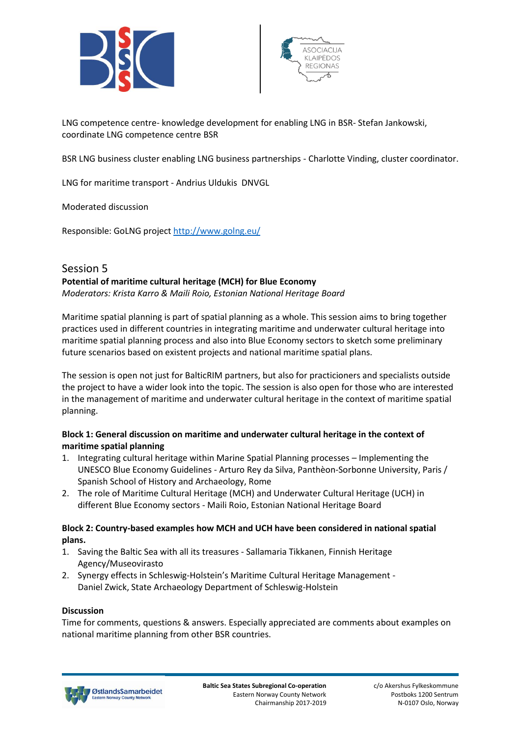LNG competence centre- knowledge development for enabling LNG in BSR- Stefan Jankowski, coordinate LNG competence centre BSR

BSR LNG business cluster enabling LNG business partnerships - Charlotte Vinding, cluster coordinator.

LNG for maritime transport - Andrius Uldukis DNVGL

Moderated discussion

Responsible: GoLNG project [http://www.golng.eu/](http://www.golng.eu/)

## Session 5

**Potential of maritime cultural heritage (MCH) for Blue Economy**
*Moderators: Krista Karro & Maili Roio, Estonian National Heritage Board*

Maritime spatial planning is part of spatial planning as a whole. This session aims to bring together practices used in different countries in integrating maritime and underwater cultural heritage into maritime spatial planning process and also into Blue Economy sectors to sketch some preliminary future scenarios based on existent projects and national maritime spatial plans.

The session is open not just for BalticRIM partners, but also for practicioners and specialists outside the project to have a wider look into the topic. The session is also open for those who are interested in the management of maritime and underwater cultural heritage in the context of maritime spatial planning.

**Block 1: General discussion on maritime and underwater cultural heritage in the context of maritime spatial planning**

1. Integrating cultural heritage within Marine Spatial Planning processes – Implementing the UNESCO Blue Economy Guidelines - Arturo Rey da Silva, Panthèon-Sorbonne University, Paris / Spanish School of History and Archaeology, Rome
2. The role of Maritime Cultural Heritage (MCH) and Underwater Cultural Heritage (UCH) in different Blue Economy sectors - Maili Roio, Estonian National Heritage Board

**Block 2: Country-based examples how MCH and UCH have been considered in national spatial plans.**

1. Saving the Baltic Sea with all its treasures - Sallamaria Tikkanen, Finnish Heritage Agency/Museovirasto
2. Synergy effects in Schleswig-Holstein's Maritime Cultural Heritage Management - Daniel Zwick, State Archaeology Department of Schleswig-Holstein

**Discussion**

Time for comments, questions & answers. Especially appreciated are comments about examples on national maritime planning from other BSR countries.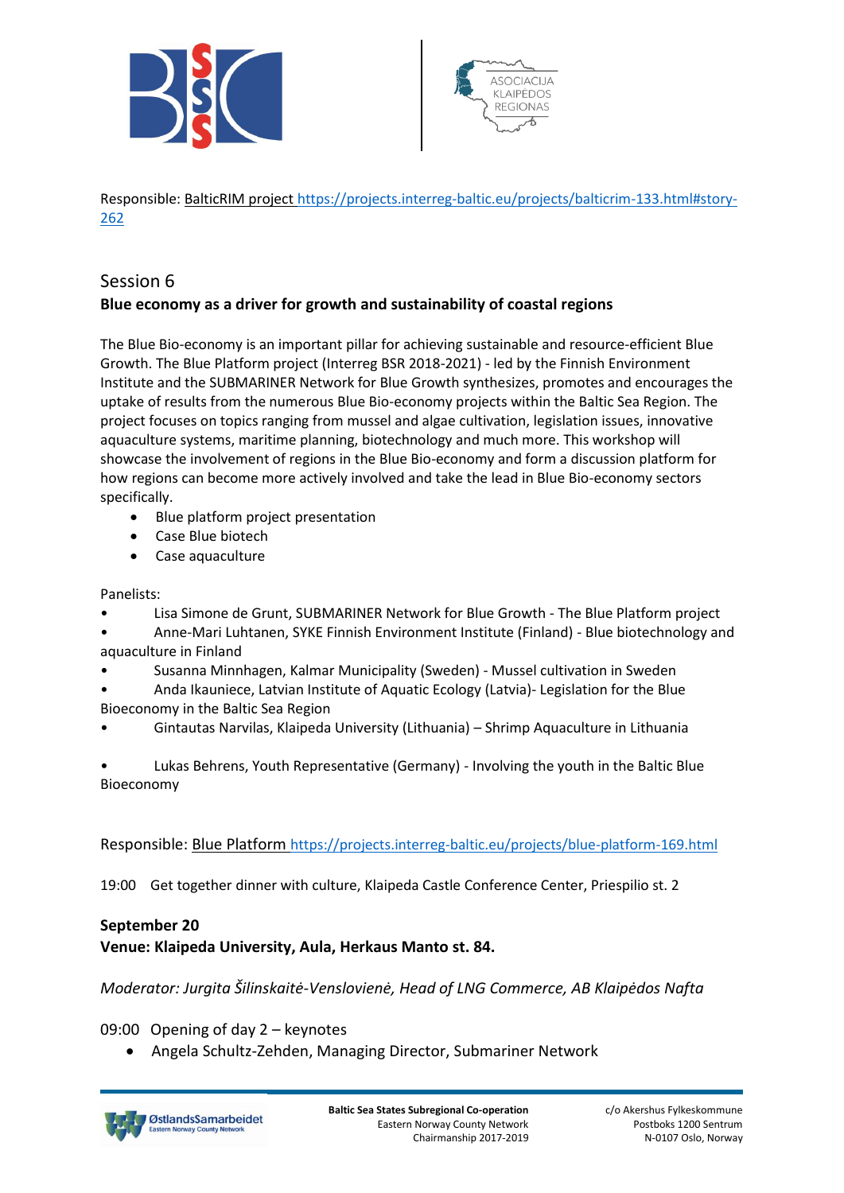Responsible: BalticRIM project https://projects.interreg-baltic.eu/projects/balticrim-133.html#story-262

## Session 6

**Blue economy as a driver for growth and sustainability of coastal regions**

The Blue Bio-economy is an important pillar for achieving sustainable and resource-efficient Blue Growth. The Blue Platform project (Interreg BSR 2018-2021) - led by the Finnish Environment Institute and the SUBMARINER Network for Blue Growth synthesizes, promotes and encourages the uptake of results from the numerous Blue Bio-economy projects within the Baltic Sea Region. The project focuses on topics ranging from mussel and algae cultivation, legislation issues, innovative aquaculture systems, maritime planning, biotechnology and much more. This workshop will showcase the involvement of regions in the Blue Bio-economy and form a discussion platform for how regions can become more actively involved and take the lead in Blue Bio-economy sectors specifically.

- Blue platform project presentation
- Case Blue biotech
- Case aquaculture

Panelists:

- Lisa Simone de Grunt, SUBMARINER Network for Blue Growth - The Blue Platform project
- Anne-Mari Luhtanen, SYKE Finnish Environment Institute (Finland) - Blue biotechnology and aquaculture in Finland
- Susanna Minnhagen, Kalmar Municipality (Sweden) - Mussel cultivation in Sweden
- Anda Ikauniece, Latvian Institute of Aquatic Ecology (Latvia)- Legislation for the Blue Bioeconomy in the Baltic Sea Region
- Gintautas Narvilas, Klaipeda University (Lithuania) – Shrimp Aquaculture in Lithuania
- Lukas Behrens, Youth Representative (Germany) - Involving the youth in the Baltic Blue Bioeconomy

Responsible: Blue Platform https://projects.interreg-baltic.eu/projects/blue-platform-169.html

19:00 Get together dinner with culture, Klaipeda Castle Conference Center, Priespilio st. 2

**September 20**

**Venue: Klaipeda University, Aula, Herkaus Manto st. 84.**

*Moderator: Jurgita Šilinskaitė-Venslovienė, Head of LNG Commerce, AB Klaipėdos Nafta*

09:00 Opening of day 2 – keynotes

- Angela Schultz-Zehden, Managing Director, Submariner Network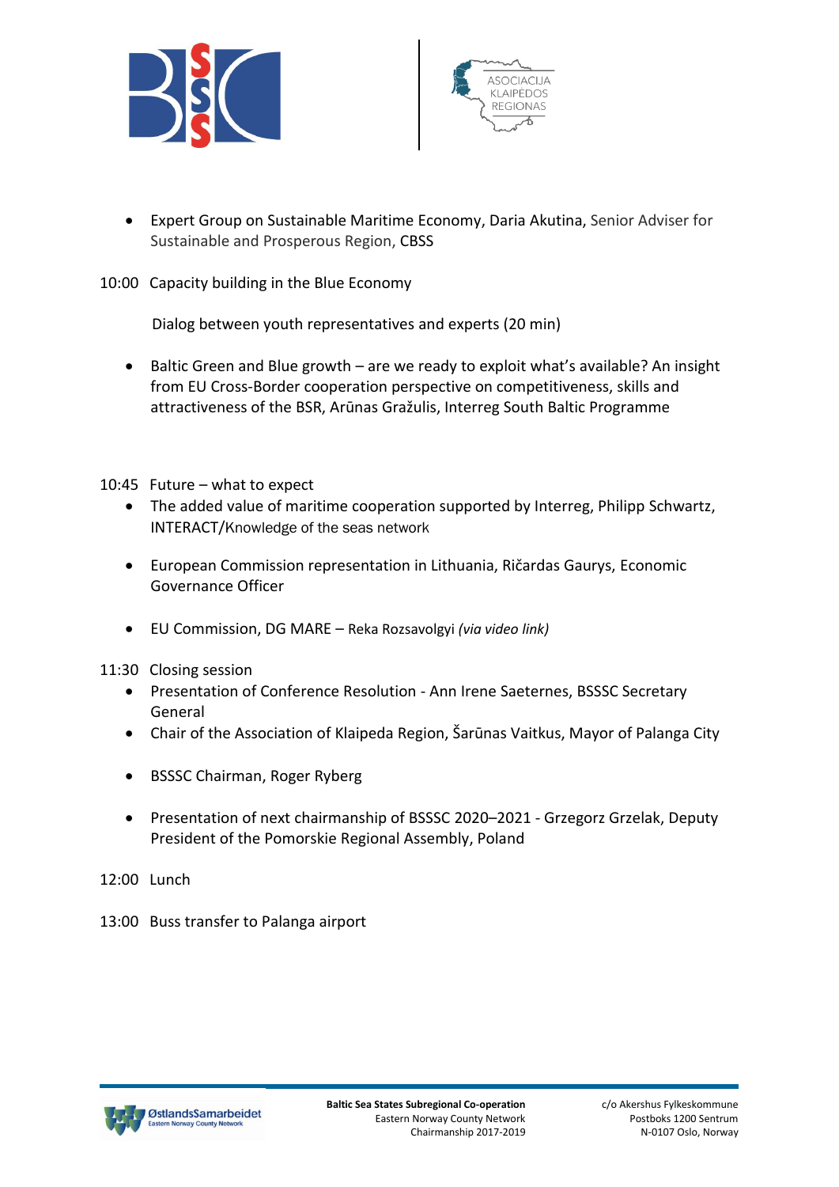- Expert Group on Sustainable Maritime Economy, Daria Akutina, Senior Adviser for Sustainable and Prosperous Region, CBSS

10:00 Capacity building in the Blue Economy

Dialog between youth representatives and experts (20 min)

- Baltic Green and Blue growth – are we ready to exploit what's available? An insight from EU Cross-Border cooperation perspective on competitiveness, skills and attractiveness of the BSR, Arūnas Gražulis, Interreg South Baltic Programme

10:45 Future – what to expect

- The added value of maritime cooperation supported by Interreg, Philipp Schwartz, INTERACT/Knowledge of the seas network
- European Commission representation in Lithuania, Ričardas Gaurys, Economic Governance Officer
- EU Commission, DG MARE – Reka Rozsavolgyi *(via video link)*

11:30 Closing session

- Presentation of Conference Resolution - Ann Irene Saeternes, BSSSC Secretary General
- Chair of the Association of Klaipeda Region, Šarūnas Vaitkus, Mayor of Palanga City
- BSSSC Chairman, Roger Ryberg
- Presentation of next chairmanship of BSSSC 2020–2021 - Grzegorz Grzelak, Deputy President of the Pomorskie Regional Assembly, Poland

12:00 Lunch

13:00 Buss transfer to Palanga airport